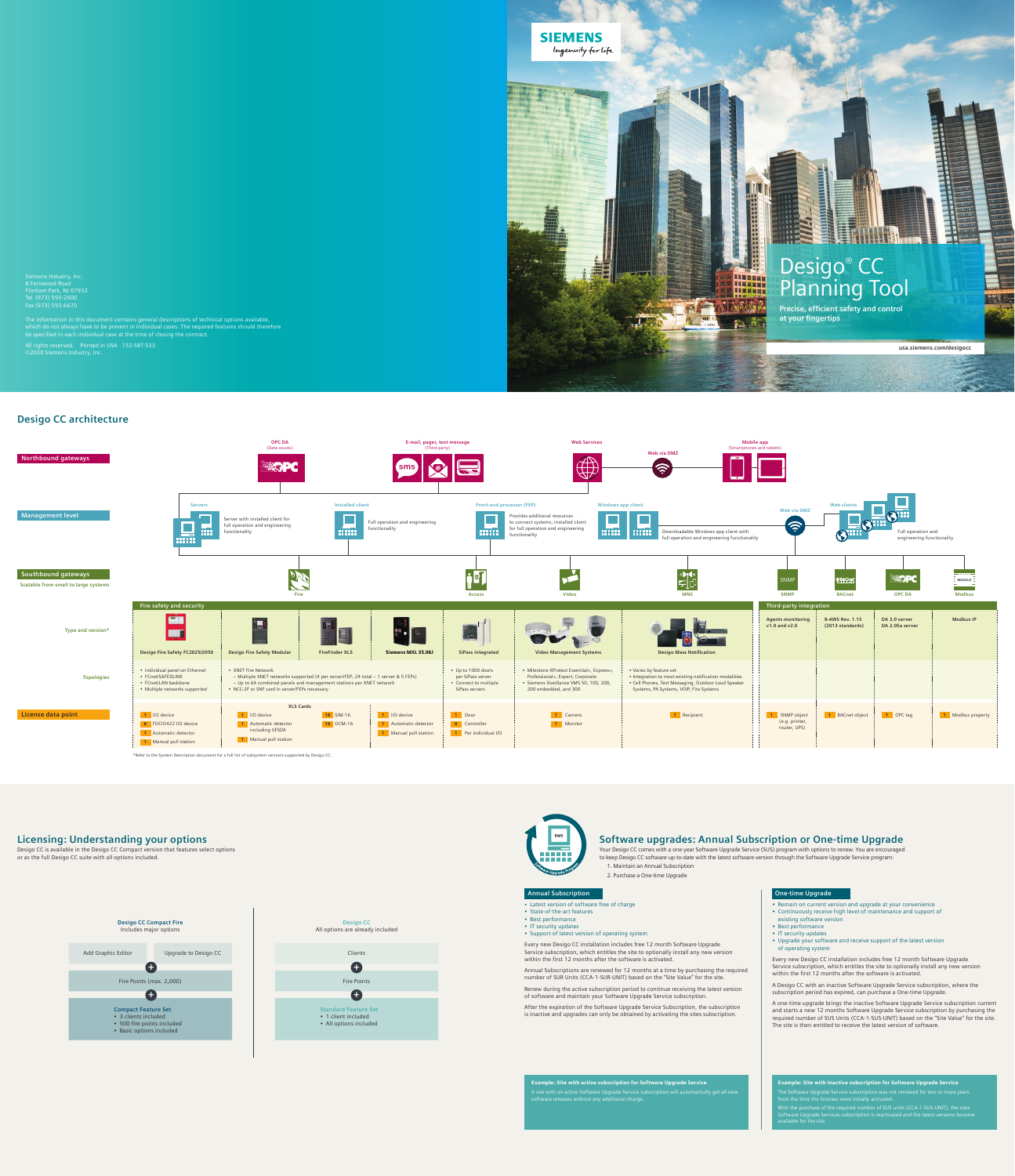Siemens Industry, Inc.
8 Fernwood Road
Florham Park, NJ 07932
Tel (973) 593-2600
Fax (973) 593-6670

The information in this document contains general descriptions of technical options available, which do not always have to be present in individual cases. The required features should therefore be specified in each individual case at the time of closing the contract.

All rights reserved. Printed in USA 153-SBT-533
©2020 Siemens Industry, Inc.

SIEMENS
Ingenuity for life

# Desigo® CC Planning Tool

**Precise, efficient safety and control at your fingertips**

usa.siemens.com/desigocc

## Desigo CC architecture

**Northbound gateways**

OPC DA (Data access)
E-mail, pager, text message (Third-party)
Web Services
Web via DMZ
Mobile app (Smartphones and tablets)

**Management level**

Servers — Server with installed client for full operation and engineering functionality
Installed client — Full operation and engineering functionality
Front-end processor (FEP) — Provides additional resources to connect systems; installed client for full operation and engineering functionality
Windows app client — Downloadable Windows app client with full operation and engineering functionality
Web via DMZ
Web clients — Full operation and engineering functionality

**Southbound gateways**
Scalable from small to large systems

Fire | Access | Video | MNS | SNMP | BACnet | OPC DA | Modbus

| | Fire safety and security | | | | | | | Third-party integration | | | |
|---|---|---|---|---|---|---|---|---|---|---|---|
| **Type and version*** | Desigo Fire Safety FC2025/2050 | Desigo Fire Safety Modular | FireFinder XLS | Siemens MXL 35.06J | SiPass integrated | Video Management Systems | Desigo Mass Notification | Agents monitoring v1.0 and v2.0 | B-AWS Rev. 1.13 (2013 standards) | DA 3.0 server DA 2.05a server | Modbus IP |
| **Topologies** | • Individual panel on Ethernet • FCnet/SAFEDLINK • FCnet/LAN backbone • Multiple networks supported | • XNET Fire Network – Multiple XNET networks supported (4 per server/FEP; 24 total – 1 server & 5 FEPs) – Up to 64 combined panels and management stations per XNET network • NCC-2F or SNF card in server/FEPs necessary | | | • Up to 1000 doors per SiPass server • Connect to multiple SiPass servers | • Milestone XProtect Essential+, Express+, Professional+, Expert, Corporate • Siemens Siveillance VMS 50, 100, 200, 200 embedded, and 300 | • Varies by feature set • Integration to most existing notification modalities • Cell Phones, Text Messaging, Outdoor Loud Speaker Systems, PA Systems, VOIP, Fire Systems | | | | |
| **License data point** | 1 I/O device; 8 FDCIO422 I/O device; 1 Automatic detector; 1 Manual pull station | 1 I/O device; 1 Automatic detector including VESDA; 1 Manual pull station; XLS Cards: 16 SIM-16; 16 OCM-16 | | 1 I/O device; 1 Automatic detector; 1 Manual pull station | 1 Door; 0 Controller; 1 Per individual I/O | 1 Camera; 1 Monitor | 1 Recipient | 1 SNMP object (e.g. printer, router, UPS) | 1 BACnet object | 1 OPC tag | 1 Modbus property |

*Refer to the System Description document for a full list of subsystem versions supported by Desigo CC.

## Licensing: Understanding your options

Desigo CC is available in the Desigo CC Compact version that features select options or as the full Desigo CC suite with all options included.

**Desigo CC Compact Fire**
Includes major options

Add Graphic Editor | Upgrade to Desigo CC

+

Fire Points (max. 2,000)

+

**Compact Feature Set**
- 3 clients included
- 500 fire points included
- Basic options included

**Desigo CC**
All options are already included

Clients

+

Fire Points

+

**Standard Feature Set**
- 1 client included
- All options included

## Software upgrades: Annual Subscription or One-time Upgrade

Your Desigo CC comes with a one-year Software Upgrade Service (SUS) program with options to renew. You are encouraged to keep Desigo CC software up-to-date with the latest software version through the Software Upgrade Service program:

1. Maintain an Annual Subscription
2. Purchase a One-time Upgrade

### Annual Subscription

- Latest version of software free of charge
- State-of-the-art features
- Best performance
- IT security updates
- Support of latest version of operating system

Every new Desigo CC installation includes free 12 month Software Upgrade Service subscription, which entitles the site to optionally install any new version within the first 12 months after the software is activated.

Annual Subscriptions are renewed for 12 months at a time by purchasing the required number of SUR Units (CCA-1-SUR-UNIT) based on the "Site Value" for the site.

Renew during the active subscription period to continue receiving the latest version of software and maintain your Software Upgrade Service subscription.

After the expiration of the Software Upgrade Service Subscription, the subscription is inactive and upgrades can only be obtained by activating the sites subscription.

**Example: Site with active subscription for Software Upgrade Service**

A site with an active Software Upgrade Service subscription will automatically get all new software releases without any additional charge.

### One-time Upgrade

- Remain on current version and upgrade at your convenience
- Continuously receive high level of maintenance and support of existing software version
- Best performance
- IT security updates
- Upgrade your software and receive support of the latest version of operating system

Every new Desigo CC installation includes free 12 month Software Upgrade Service subscription, which entitles the site to optionally install any new version within the first 12 months after the software is activated.

A Desigo CC with an inactive Software Upgrade Service subscription, where the subscription period has expired, can purchase a One-time Upgrade.

A one-time upgrade brings the inactive Software Upgrade Service subscription current and starts a new 12 months Software Upgrade Service subscription by purchasing the required number of SUS Units (CCA-1-SUS-UNIT) based on the "Site Value" for the site. The site is then entitled to receive the latest version of software.

**Example: Site with inactive subscription for Software Upgrade Service**

The Software Upgrade Service subscription was not renewed for two or more years from the time the licenses were initially activated.

With the purchase of the required number of SUS units (CCA-1-SUS-UNIT), the sites Software Upgrade Services subscription is reactivated and the latest versions become available for the site.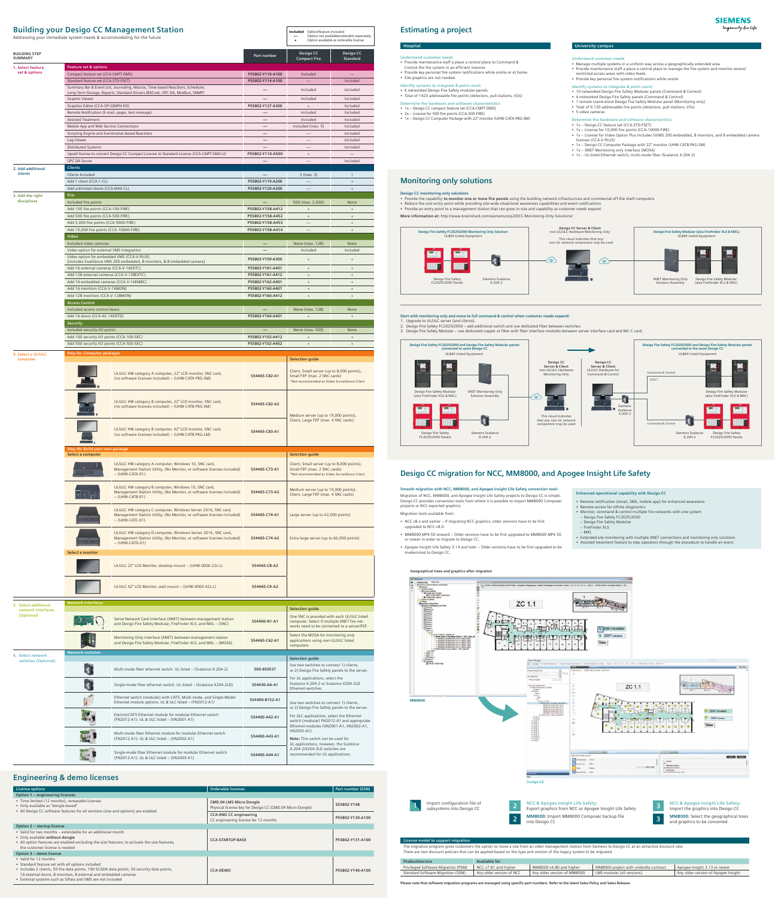# Building your Desigo CC Management Station

Addressing your immediate system needs & accommodating for the future

| | |
|---|---|
| Included | Option/feature included |
| — | Option not available/orderable separately |
| + | Option available as orderable license |

| BUILDING STEP SUMMARY | | Part number | Desigo CC Compact Fire | Desigo CC Standard |
|---|---|---|---|---|
| 1. Select feature set & options | **Feature set & options** | | | |
| | Compact feature set (CCA-CMPT-DMS) | P55802-Y110-A100 | Included | — |
| | Standard feature set (CCA-STD-FSET) | P55802-Y114-A100 | — | Included |
| | Summary Bar & Event List, Journaling, Macros, Time-based Reactions, Scheduler, Long-Term Storage, Reports, Standard Drivers (BACnet, OPC DA, Modbus, SNMP) | — | Included | Included |
| | Graphic Viewer | — | Included | Included |
| | Graphics Editor (CCA-OP-GRAPH-ED) | P55802-Y127-A300 | + | Included |
| | Remote Notification (E-mail, pager, text message) | — | Included | Included |
| | Assisted Treatment | — | Included | Included |
| | Mobile App and Web Service Connections | — | Included (max. 5) | Included |
| | Scripting Engine and Event/value-based Reactions | — | — | Included |
| | Log Viewer | — | — | Included |
| | Distributed Systems | — | — | Included |
| | Upsell license to convert Desigo CC Compact License to Standard License (CCA-CMPT-DMS-U) | P55802-Y110-A500 | + | — |
| | OPC DA Server | — | — | Included |
| 2. Add additional clients | **Clients** | | | |
| | Clients Included | — | 3 (max. 3) | 1 |
| | Add 1 client (CCA-1-CL) | P55802-Y119-A200 | — | + |
| | Add unlimited clients (CCA-MAX-CL) | P55802-Y120-A200 | — | + |
| 3. Add the right disciplines | **Fire** | | | |
| | Included fire points | — | 500 (max. 2,000) | None |
| | Add 100 fire points (CCA-100-FIRE) | P55802-Y158-A412 | + | + |
| | Add 500 fire points (CCA-500-FIRE) | P55802-Y158-A452 | + | + |
| | Add 5,000 fire points (CCA-5000-FIRE) | P55802-Y158-A453 | — | + |
| | Add 10,000 fire points (CCA-10000-FIRE) | P55802-Y158-A414 | — | + |
| | **Video** | | | |
| | Included video cameras | — | None (max. 128) | None |
| | Video option for external VMS integration | — | Included | Included |
| | Video option for embedded VMS (CCA-V-PLUS) [includes Siveillance VMS 200 embedded, 8 monitors, & 8 embedded camera] | P55802-Y159-A300 | + | + |
| | Add 16 external cameras (CCA-V-16EXTC) | P55802-Y161-A401 | + | + |
| | Add 128 external cameras (CCA-V-128EXTC) | P55802-Y161-A412 | + | + |
| | Add 16 embedded cameras (CCA-V-16EMBC) | P55802-Y162-A401 | + | + |
| | Add 16 monitors (CCA-V-16MON) | P55802-Y160-A401 | + | + |
| | Add 128 monitors (CCA-V-128MON) | P55802-Y160-A412 | + | + |
| | **Access Control** | | | |
| | Included access control doors | — | None (max. 128) | None |
| | Add 16 doors (CCA-AC-16EXTD) | P55802-Y164-A401 | + | + |
| | **Security** | | | |
| | Included security I/O points | — | None (max. 500) | None |
| | Add 100 security I/O points (CCA-100-SEC) | P55802-Y102-A412 | + | + |
| | Add 500 security I/O points (CCA-500-SEC) | P55802-Y102-A452 | + | + |

| BUILDING STEP | Item | Part number | Selection guide |
|---|---|---|---|
| 4. Select a UL/ULC computer | **Step 4a: Computer packages** | | |
| | UL/ULC HW category A computer, 22" LCD monitor, SNC card, (no software licenses included) – (UHW-CATA-PKG-SM) | S54465-C82-A1 | Client, Small server (up to 8,000 points), Small FEP (max. 2 SNC cards) *Not recommended as Video Surveillance Client* |
| | UL/ULC HW category B computer, 22" LCD monitor, SNC card, (no software licenses included) – (UHW-CATB-PKG-SM) | S54465-C82-A2 | Medium server (up to 19,000 points), Client, Large FEP (max. 4 SNC cards) |
| | UL/ULC HW category B computer, 42" LCD monitor, SNC card, (no software licenses included) – (UHW-CATB-PKG-LM) | S54465-C83-A1 | |
| | **Step 4b: Build your own package** – Select a computer | | |
| | UL/ULC HW category A computer, Windows 10, SNC card, Management Station Utility, (No Monitor, or software licenses included) – (UHW-CATA-01) | S54465-C73-A1 | Client, Small server (up to 8,000 points), Small FEP (max. 2 SNC cards) *Not recommended as Video Surveillance Client* |
| | UL/ULC HW category B computer, Windows 10, SNC card, Management Station Utility, (No Monitor, or software licenses included) – (UHW-CATB-01) | S54465-C73-A2 | Medium server (up to 19,000 points), Client, Large FEP (max. 4 SNC cards) |
| | UL/ULC HW category C computer, Windows Server 2016, SNC card, Management Station Utility, (No Monitor, or software licenses included) – (UHW-CATC-01) | S54465-C74-A1 | Large server (up to 42,000 points) |
| | UL/ULC HW category D computer, Windows Server 2016, SNC card, Management Station Utility, (No Monitor, or software licenses included) – (UHW-CATD-01) | S54465-C74-A2 | Extra large server (up to 66,000 points) |
| | **Select a monitor** | | |
| | UL/ULC 22" LCD Monitor, desktop mount – (UHW-0000-22L-L) | S54465-C8-A2 | |
| | UL/ULC 42" LCD Monitor, wall mount – (UHW-0000-42L-L) | S54465-C9-A2 | |
| 5. Select additional network interfaces (Optional) | **Network interfaces** | | |
| | Serial Network Card interface (XNET) between management station and Desigo Fire Safety Modular, FireFinder XLS, and MXL – (SNC) | S54400-N1-A1 | One SNC is provided with each UL/ULC listed computer. Select if multiple XNET fire networks need to be connected to a server/FEP. |
| | Monitoring Only interface (XNET) between management station and Desigo Fire Safety Modular, FireFinder XLS, and MXL – (MOSA) | S54465-C62-A1 | Select the MOSA for monitoring only applications using non-UL/ULC listed computers. |
| 6. Select network switches (Optional) | **Network switches** | | |
| | Multi-mode fiber ethernet switch. UL listed – (Scalance X-204-2) | 500-650537 | Use two switches to connect 1) clients, or 2) Desigo Fire Safety panels to the server. For UL applications, select the Scalance X-204-2 or Scalance X204-2LD Ethernet switches. |
| | Single-mode fiber ethernet switch. UL listed – (Scalance X204-2LD) | S54430-A6-A1 | |
| | Ethernet switch (modular) with CAT5, Multi-mode, and Single-Model Ethernet module options. UL & ULC listed – (FN2012-A1) | S54400-B152-A1 | Use two switches to connect 1) clients, or 2) Desigo Fire Safety panels to the server. For ULC applications, select the Ethernet switch (modular) FN2012-A1 and appropriate Ethernet modules (VN2001-A1, VN2002-A1, VN2003-A1). **Note:** *This switch can be used for UL applications, however, the Scalance X-204-2/X204-2LD switches are recommended for UL applications.* |
| | Electric/CAT5 Ethernet module for modular Ethernet switch (FN2012-A1). UL & ULC listed – (VN2001-A1) | S54400-A42-A1 | |
| | Multi-mode fiber Ethernet module for modular Ethernet switch (FN2012-A1). UL & ULC listed – (VN2002-A1) | S54400-A43-A1 | |
| | Single-mode fiber Ethernet module for modular Ethernet switch (FN2012-A1). UL & ULC listed – (VN2003-A1) | S54400-A44-A1 | |

## Engineering & demo licenses

| License options | Orderable licenses | Part number (SSN) |
|---|---|---|
| **Option 1 – engineering licenses** | | |
| • Time-limited (12 months), renewable licenses<br>• Only available as "dongle-based"<br>• All Desigo CC software features for all versions (size and options) are enabled | **CMD.04 LMS Micro Dongle**<br>Physical license key for Desigo CC (CMD.04 Micro Dongle) | S55802-Y148 |
| | **CCA-ENG CC engineering**<br>CC engineering license for 12 months | P55802-Y130-A100 |
| **Option 2 – startup license** | | |
| • Valid for two months – extendable for an additional month<br>• Only available **without dongle**<br>• All option features are enabled excluding the size features; to activate the size features, the customer license is needed | CCA-STARTUP-BASE | P55802-Y131-A100 |
| **Option 3 – demo license** | | |
| • Valid for 12 months<br>• Standard feature set with all options included<br>• Includes 2 clients, 50 fire data points, 100 SCADA data points, 50 security data points, 16 external doors, 8 monitors, 8 external and embedded cameras<br>• External systems such as SiPass and VMS are not included | CCA-DEMO | P55802-Y140-A100 |

## Estimating a project

### Hospital

**Understand customer needs**

- Provide maintenance staff a place a central place to Command & Control the fire system in an efficient manner.
- Provide key personal fire system notifications while onsite or at home.
- Site graphics are not needed.

**Identify systems to integrate & point count**

- 6 networked Desigo Fire Safety Modular panels
- Total of 1423 addressable fire points (detectors, pull stations, I/Os)

**Determine the hardware and software characteristics**

- 1x – Desigo CC compact feature set (CCA-CMPT-DMS)
- 2x – License for 500 fire points (CCA-500-FIRE)
- 1x – Desigo CC Computer Package with 22" monitor (UHW-CATA-PKG-SM)

### University campus

**Understand customer needs**

- Manage multiple systems in a uniform way across a geographically extended area
- Provide maintenance staff a place a central place to manage the fire system and monitor several restricted access areas with video feeds.
- Provide key personal fire system notifications while onsite

**Identify systems to integrate & point count**

- 10 networked Desigo Fire Safety Modular panels (Command & Control)
- 4 networked Desigo Fire Safety panels (Command & Control)
- 1 remote stand-alone Desigo Fire Safety Modular panel (Monitoring only)
- Total of 9,130 addressable fire points (detectors, pull stations, I/Os)
- 5 video cameras

**Determine the hardware and software characteristics**

- 1x – Desigo CC standard feature set (CCA-STD-FSET)
- 1x – License for 10,000 fire points (CCA-10000-FIRE)
- 1x – License for Video Option Plus Includes SiVMS 200 embedded, 8 monitors, and 8 embedded camera licenses (CCA-V-PLUS)
- 1x – Desigo CC Computer Package with 22" monitor (UHW-CATB-PKG-SM)
- 1x – XNET Monitoring only interface (MOSA)
- 1x – UL-listed Ethernet switch, multi-mode fiber (Scalance X-204-2)

## Monitoring only solutions

**Desigo CC monitoring only solutions**

- Provide the capability **to monitor one or more fire panels** using the building network infrastructure and commercial-off-the shelf computers
- Reduce the cost entry point while providing site-wide situational awareness capabilities and event notifications
- Provide an entry point to a management station that can grow in size and capability as customer needs expand

**More information at:** http://www.brainshark.com/siemenscorp2/DCC-Monitoring-Only-Solutions/

Desigo Fire Safety FC2025/2050 Monitoring Only Solution
UL864 Listed Equipment
Desigo Fire Safety FC2025/2050 Panels
Siemens Scalance X-204-2

Desigo CC Server & Client
non-UL/ULC Hardware Monitoring Only
*This cloud indicates that any non-UL network component may be used*

Desigo Fire Safety Modular (also FireFinder XLS & MXL)
UL864 Listed Equipment
XNET Monitoring Only Solution Assembly
Desigo Fire Safety Modular (also FireFinder XLS & MXL)

**Start with monitoring only and move to full command & control when customer needs expand!**

1. Upgrade to UL/ULC server (and clients).
2. Desigo Fire Safety FC2025/2050 – add additional switch and use dedicated fiber between switches.
3. Desigo Fire Safety Modular – use dedicated copper or fiber with fiber interface modules between server interface card and NIC-C card.

Desigo Fire Safety FC2025/2050 and Desigo Fire Safety Modular panels connected to same Desigo CC
UL864 Listed Equipment
Desigo Fire Safety Modular (also FireFinder XLS & MXL)
XNET Monitoring Only Solution Assembly
Desigo Fire Safety FC2025/2050 Panels
Siemens Scalance X-204-2
Desigo CC Server & Client non-UL/ULC Hardware Monitoring Only
*This cloud indicates that any non-UL network component may be used*

Desigo CC Server & Client UL/ULC Hardware for Command & Control
Siemens Scalance X-204-2

Desigo Fire Safety FC2025/2050 and Desigo Fire Safety Modular panels connected to the same Desigo CC
UL864 Listed Equipment
Command & Control
XNET
Desigo Fire Safety Modular (also FireFinder XLS & MXL)
Command & Control
Siemens Scalance X-204-2
Desigo Fire Safety FC2025/2050 Panels

## Desigo CC migration for NCC, MM8000, and Apogee Insight Life Safety

**Smooth migration with NCC, MM8000, and Apogee Insight Life Safety conversion tools**

Migration of NCC, MM8000, and Apogee Insight Life Safety projects to Desigo CC is simple. Desigo CC provides conversion tools from where it is possible to import MM8000 Composer projects or NCC exported graphics.

Migration tools available from:

- NCC v8.x and earlier – If migrating NCC graphics, older versions have to be first upgraded to NCC v8.0.
- MM8000 MP4.50 onward – Older versions have to be first upgraded to MM8000 MP4.50 or newer in order to migrate to Desigo CC.
- Apogee Insight Life Safety 3.14 and later – Older versions have to be first upgraded to be modernized to Desigo CC.

**Enhanced operational capability with Desigo CC**

- Remote notification (email, SMS, mobile app) for enhanced awareness
- Remote access for offsite diagnostics
- Monitor, command & control multiple fire networks with one system
  - Desigo Fire Safety FC2025/2050
  - Desigo Fire Safety Modular
  - FireFinder XLS
  - MXL
- Extended site monitoring with multiple XNET connections and multiple subsystems
- Assisted treatment feature to step operators through the procedure to handle an event

**Geographical trees and graphics after migration**

MM8000

Desigo CC

1. Import configuration file of subsystems into Desigo CC
2. **NCC & Apogee Insight Life Safety:** Export graphics from NCC or Apogee Insight Life Safety
2. **MM8000:** Import MM8000 Composer backup file into Desigo CC
3. **NCC & Apogee Insight Life Safety:** Import the graphics into Desigo CC
3. **MM8000:** Select the geographical trees and graphics to be converted

**License model to support migration**

The migration program gives customers the option to move a site from an older management station from Siemens to Desigo CC at an attractive discount rate. There are two discount policies that can be applied based on the type and version of the legacy system to be migrated.

| Product/service | Available for | | | |
|---|---|---|---|---|
| Privileged Software Migration (PSM) | NCC v7.81 and higher | MM8000 v4.80 and higher | MM8000 project with umbrella contract | Apogee Insight 3.13 or newer |
| Standard Software Migration (SSM) | Any older version of NCC | Any older version of MM8000 | LMS modular (all versions) | Any older version of Apogee Insight |

**Please note that software migration programs are managed using specific part numbers. Refer to the latest Sales Policy and Sales Release.**